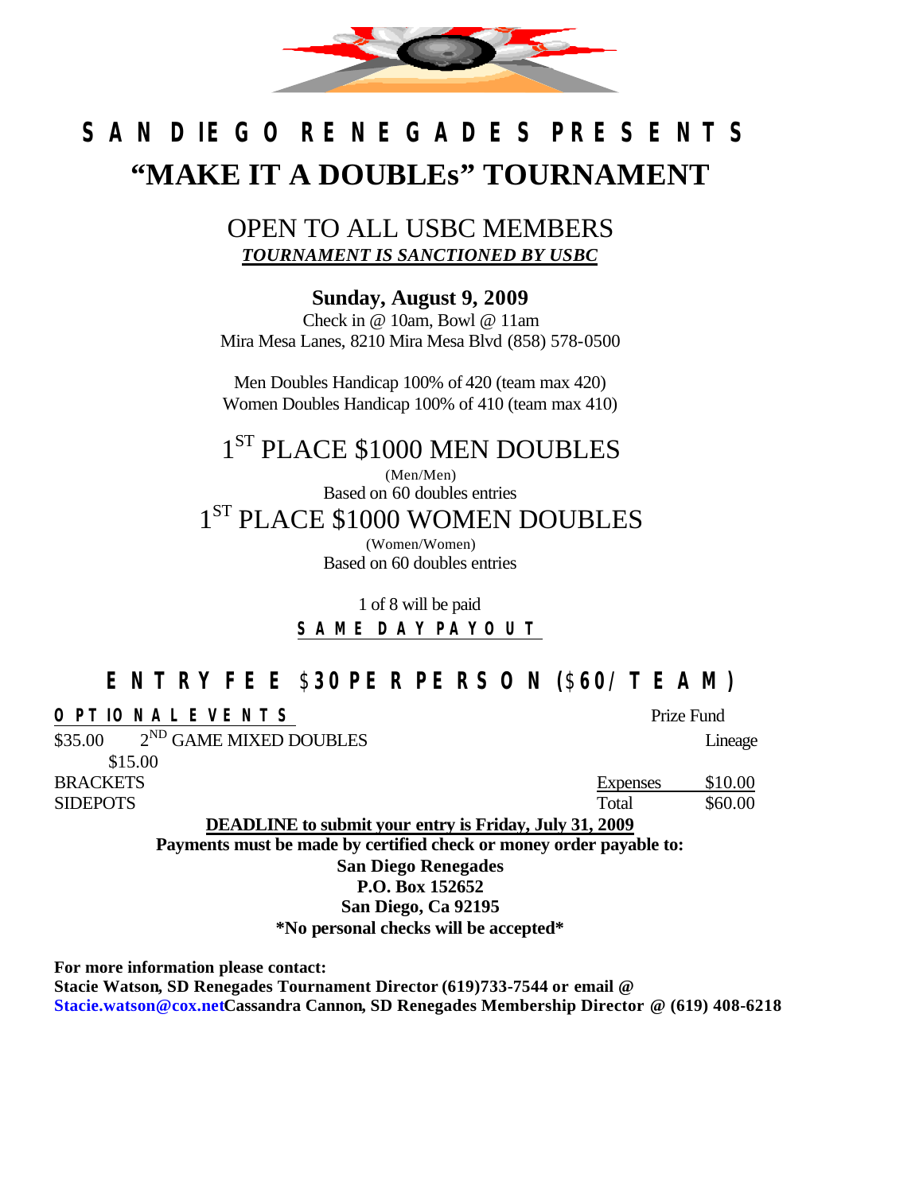# SAN DIEGO RENEGADES PRESENTS

# "MAKE IT A DOUBLEs" TOURNAMENT

## OPEN TO ALL USBC MEMBERS

***TOURNAMENT IS SANCTIONED BY USBC***

**Sunday, August 9, 2009**

Check in @ 10am, Bowl @ 11am

Mira Mesa Lanes, 8210 Mira Mesa Blvd (858) 578-0500

Men Doubles Handicap 100% of 420 (team max 420)

Women Doubles Handicap 100% of 410 (team max 410)

## 1ST PLACE $1000 MEN DOUBLES

(Men/Men)

Based on 60 doubles entries

## 1ST PLACE $1000 WOMEN DOUBLES

(Women/Women)

Based on 60 doubles entries

1 of 8 will be paid

**SAME DAY PAYOUT**

## ENTRY FEE $30 PER PERSON ($60/TEAM)

**OPTIONAL EVENTS**

$35.00 2ND GAME MIXED DOUBLES

$15.00

BRACKETS

SIDEPOTS

| Prize Fund | |
|---|---|
| | Lineage |
| Expenses | $10.00 |
| Total | $60.00 |

**DEADLINE to submit your entry is Friday, July 31, 2009**

**Payments must be made by certified check or money order payable to:**

**San Diego Renegades**

**P.O. Box 152652**

**San Diego, Ca 92195**

**\*No personal checks will be accepted\***

**For more information please contact:**

**Stacie Watson, SD Renegades Tournament Director (619)733-7544 or email @ Stacie.watson@cox.net Cassandra Cannon, SD Renegades Membership Director @ (619) 408-6218**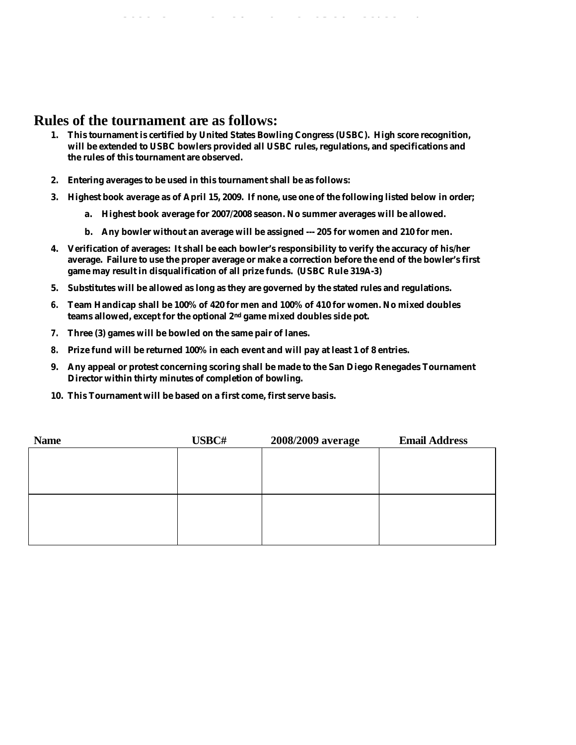## Rules of the tournament are as follows:

1. **This tournament is certified by United States Bowling Congress (USBC). High score recognition, will be extended to USBC bowlers provided all USBC rules, regulations, and specifications and the rules of this tournament are observed.**
2. **Entering averages to be used in this tournament shall be as follows:**
3. **Highest book average as of April 15, 2009. If none, use one of the following listed below in order;**
   a. **Highest book average for 2007/2008 season. No summer averages will be allowed.**
   b. **Any bowler without an average will be assigned --- 205 for women and 210 for men.**
4. **Verification of averages: It shall be each bowler's responsibility to verify the accuracy of his/her average. Failure to use the proper average or make a correction before the end of the bowler's first game may result in disqualification of all prize funds. (USBC Rule 319A-3)**
5. **Substitutes will be allowed as long as they are governed by the stated rules and regulations.**
6. **Team Handicap shall be 100% of 420 for men and 100% of 410 for women. No mixed doubles teams allowed, except for the optional 2nd game mixed doubles side pot.**
7. **Three (3) games will be bowled on the same pair of lanes.**
8. **Prize fund will be returned 100% in each event and will pay at least 1 of 8 entries.**
9. **Any appeal or protest concerning scoring shall be made to the San Diego Renegades Tournament Director within thirty minutes of completion of bowling.**
10. **This Tournament will be based on a first come, first serve basis.**

| Name | USBC# | 2008/2009 average | Email Address |
|---|---|---|---|
| | | | |
| | | | |